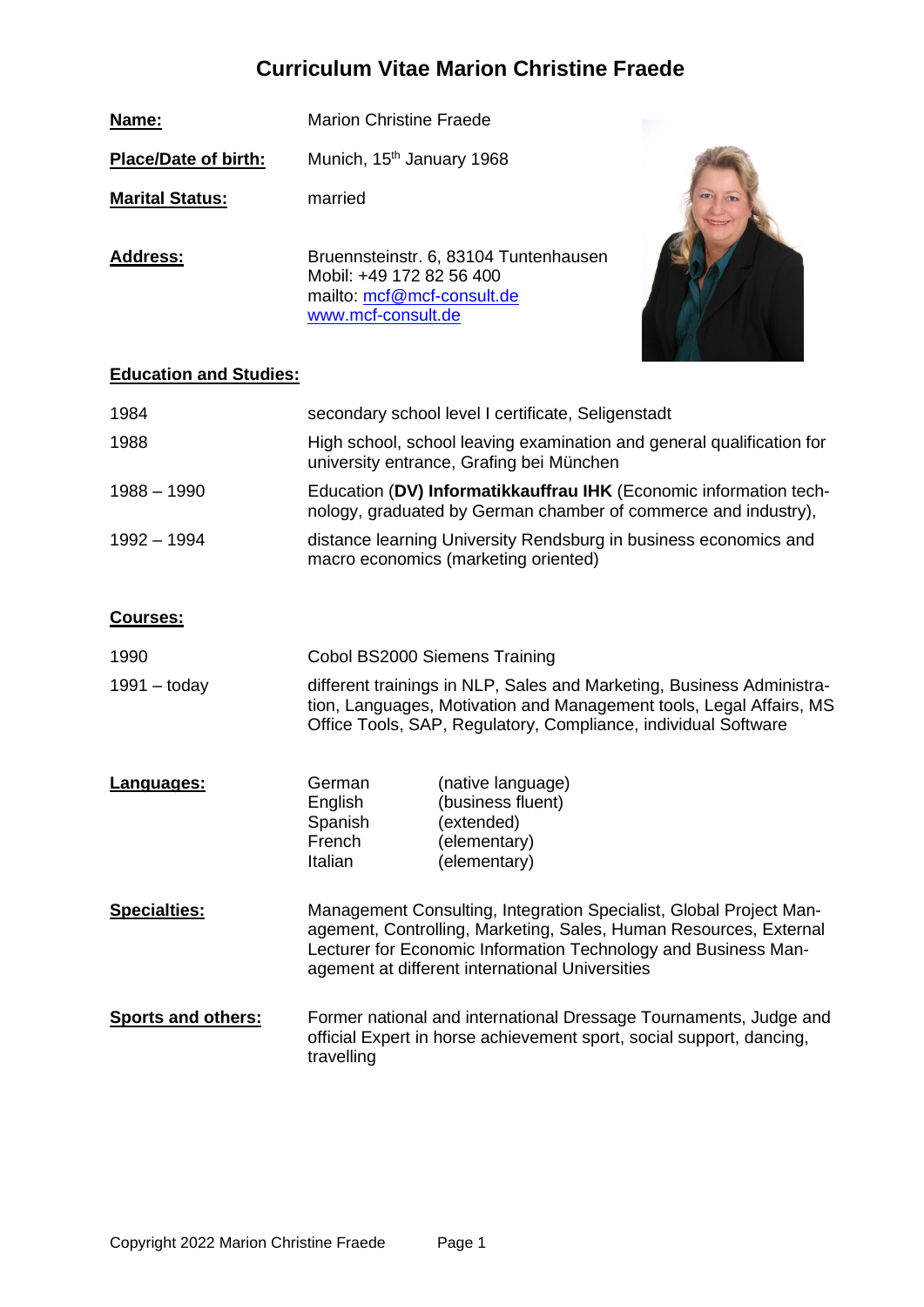# Curriculum Vitae Marion Christine Fraede

| | |
|---|---|
| **Name:** | Marion Christine Fraede |
| **Place/Date of birth:** | Munich, 15th January 1968 |
| **Marital Status:** | married |
| **Address:** | Bruennsteinstr. 6, 83104 Tuntenhausen<br>Mobil: +49 172 82 56 400<br>mailto: mcf@mcf-consult.de<br>www.mcf-consult.de |

## Education and Studies:

| | |
|---|---|
| 1984 | secondary school level I certificate, Seligenstadt |
| 1988 | High school, school leaving examination and general qualification for university entrance, Grafing bei München |
| 1988 – 1990 | Education (**DV) Informatikkauffrau IHK** (Economic information technology, graduated by German chamber of commerce and industry), |
| 1992 – 1994 | distance learning University Rendsburg in business economics and macro economics (marketing oriented) |

## Courses:

| | |
|---|---|
| 1990 | Cobol BS2000 Siemens Training |
| 1991 – today | different trainings in NLP, Sales and Marketing, Business Administration, Languages, Motivation and Management tools, Legal Affairs, MS Office Tools, SAP, Regulatory, Compliance, individual Software |

## Languages:

| | |
|---|---|
| German | (native language) |
| English | (business fluent) |
| Spanish | (extended) |
| French | (elementary) |
| Italian | (elementary) |

## Specialties:

Management Consulting, Integration Specialist, Global Project Management, Controlling, Marketing, Sales, Human Resources, External Lecturer for Economic Information Technology and Business Management at different international Universities

## Sports and others:

Former national and international Dressage Tournaments, Judge and official Expert in horse achievement sport, social support, dancing, travelling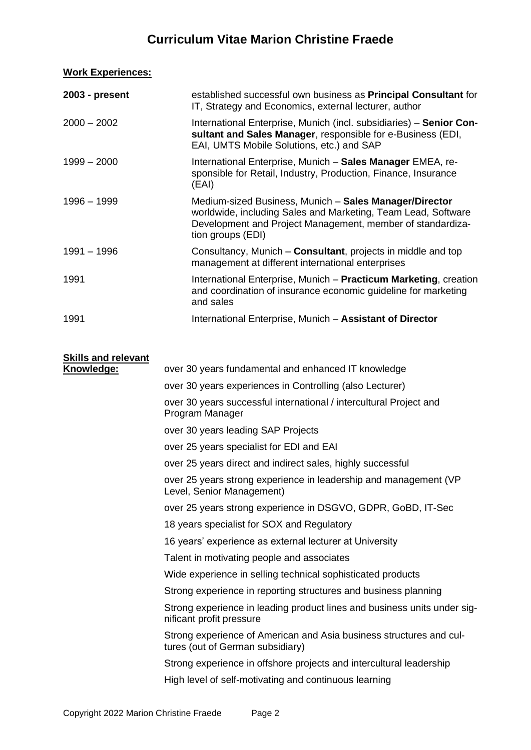# Curriculum Vitae Marion Christine Fraede

**Work Experiences:**

| | |
|---|---|
| **2003 - present** | established successful own business as **Principal Consultant** for IT, Strategy and Economics, external lecturer, author |
| 2000 – 2002 | International Enterprise, Munich (incl. subsidiaries) – **Senior Consultant and Sales Manager**, responsible for e-Business (EDI, EAI, UMTS Mobile Solutions, etc.) and SAP |
| 1999 – 2000 | International Enterprise, Munich – **Sales Manager** EMEA, responsible for Retail, Industry, Production, Finance, Insurance (EAI) |
| 1996 – 1999 | Medium-sized Business, Munich – **Sales Manager/Director** worldwide, including Sales and Marketing, Team Lead, Software Development and Project Management, member of standardization groups (EDI) |
| 1991 – 1996 | Consultancy, Munich – **Consultant**, projects in middle and top management at different international enterprises |
| 1991 | International Enterprise, Munich – **Practicum Marketing**, creation and coordination of insurance economic guideline for marketing and sales |
| 1991 | International Enterprise, Munich – **Assistant of Director** |

**Skills and relevant Knowledge:**

- over 30 years fundamental and enhanced IT knowledge
- over 30 years experiences in Controlling (also Lecturer)
- over 30 years successful international / intercultural Project and Program Manager
- over 30 years leading SAP Projects
- over 25 years specialist for EDI and EAI
- over 25 years direct and indirect sales, highly successful
- over 25 years strong experience in leadership and management (VP Level, Senior Management)
- over 25 years strong experience in DSGVO, GDPR, GoBD, IT-Sec
- 18 years specialist for SOX and Regulatory
- 16 years' experience as external lecturer at University
- Talent in motivating people and associates
- Wide experience in selling technical sophisticated products
- Strong experience in reporting structures and business planning
- Strong experience in leading product lines and business units under significant profit pressure
- Strong experience of American and Asia business structures and cultures (out of German subsidiary)
- Strong experience in offshore projects and intercultural leadership
- High level of self-motivating and continuous learning

Copyright 2022 Marion Christine Fraede